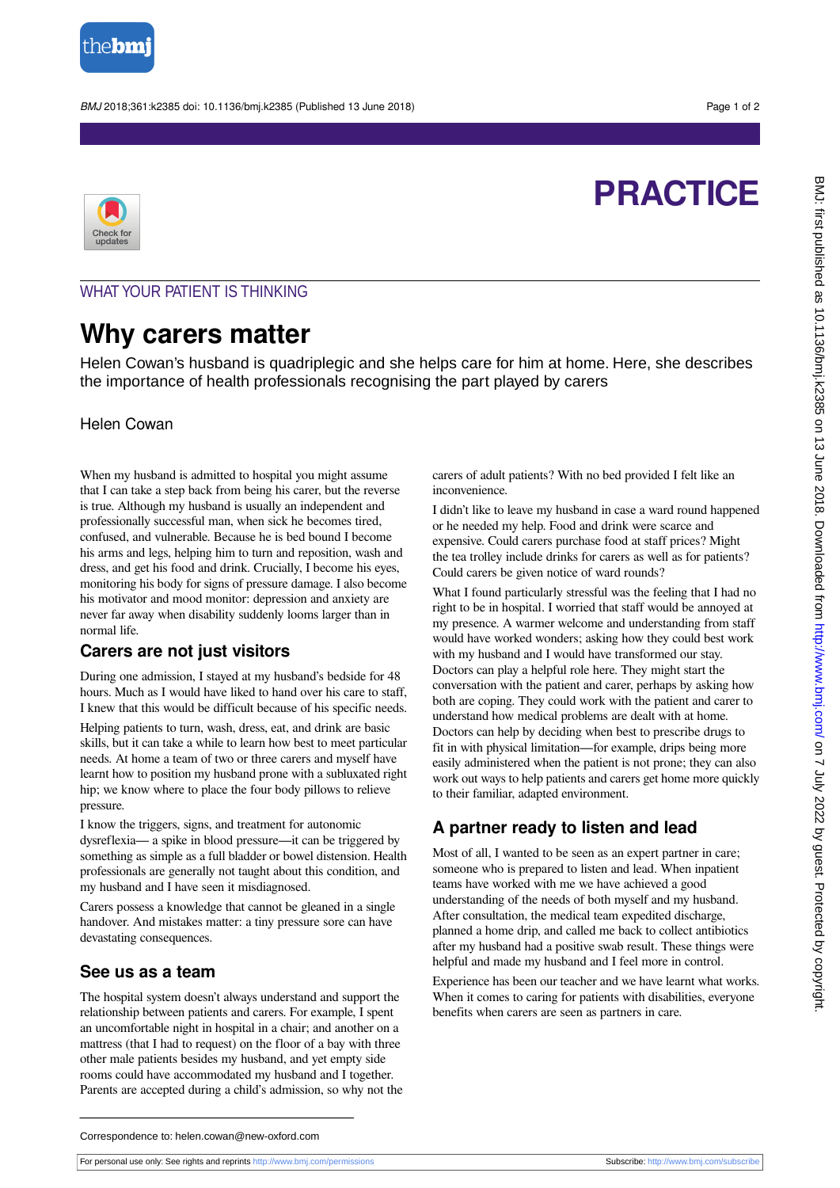# PRACTICE

WHAT YOUR PATIENT IS THINKING

# Why carers matter

Helen Cowan's husband is quadriplegic and she helps care for him at home. Here, she describes the importance of health professionals recognising the part played by carers

Helen Cowan

When my husband is admitted to hospital you might assume that I can take a step back from being his carer, but the reverse is true. Although my husband is usually an independent and professionally successful man, when sick he becomes tired, confused, and vulnerable. Because he is bed bound I become his arms and legs, helping him to turn and reposition, wash and dress, and get his food and drink. Crucially, I become his eyes, monitoring his body for signs of pressure damage. I also become his motivator and mood monitor: depression and anxiety are never far away when disability suddenly looms larger than in normal life.

## Carers are not just visitors

During one admission, I stayed at my husband's bedside for 48 hours. Much as I would have liked to hand over his care to staff, I knew that this would be difficult because of his specific needs.

Helping patients to turn, wash, dress, eat, and drink are basic skills, but it can take a while to learn how best to meet particular needs. At home a team of two or three carers and myself have learnt how to position my husband prone with a subluxated right hip; we know where to place the four body pillows to relieve pressure.

I know the triggers, signs, and treatment for autonomic dysreflexia— a spike in blood pressure—it can be triggered by something as simple as a full bladder or bowel distension. Health professionals are generally not taught about this condition, and my husband and I have seen it misdiagnosed.

Carers possess a knowledge that cannot be gleaned in a single handover. And mistakes matter: a tiny pressure sore can have devastating consequences.

## See us as a team

The hospital system doesn't always understand and support the relationship between patients and carers. For example, I spent an uncomfortable night in hospital in a chair; and another on a mattress (that I had to request) on the floor of a bay with three other male patients besides my husband, and yet empty side rooms could have accommodated my husband and I together. Parents are accepted during a child's admission, so why not the carers of adult patients? With no bed provided I felt like an inconvenience.

I didn't like to leave my husband in case a ward round happened or he needed my help. Food and drink were scarce and expensive. Could carers purchase food at staff prices? Might the tea trolley include drinks for carers as well as for patients? Could carers be given notice of ward rounds?

What I found particularly stressful was the feeling that I had no right to be in hospital. I worried that staff would be annoyed at my presence. A warmer welcome and understanding from staff would have worked wonders; asking how they could best work with my husband and I would have transformed our stay.

Doctors can play a helpful role here. They might start the conversation with the patient and carer, perhaps by asking how both are coping. They could work with the patient and carer to understand how medical problems are dealt with at home. Doctors can help by deciding when best to prescribe drugs to fit in with physical limitation—for example, drips being more easily administered when the patient is not prone; they can also work out ways to help patients and carers get home more quickly to their familiar, adapted environment.

## A partner ready to listen and lead

Most of all, I wanted to be seen as an expert partner in care; someone who is prepared to listen and lead. When inpatient teams have worked with me we have achieved a good understanding of the needs of both myself and my husband. After consultation, the medical team expedited discharge, planned a home drip, and called me back to collect antibiotics after my husband had a positive swab result. These things were helpful and made my husband and I feel more in control.

Experience has been our teacher and we have learnt what works. When it comes to caring for patients with disabilities, everyone benefits when carers are seen as partners in care.

Correspondence to: helen.cowan@new-oxford.com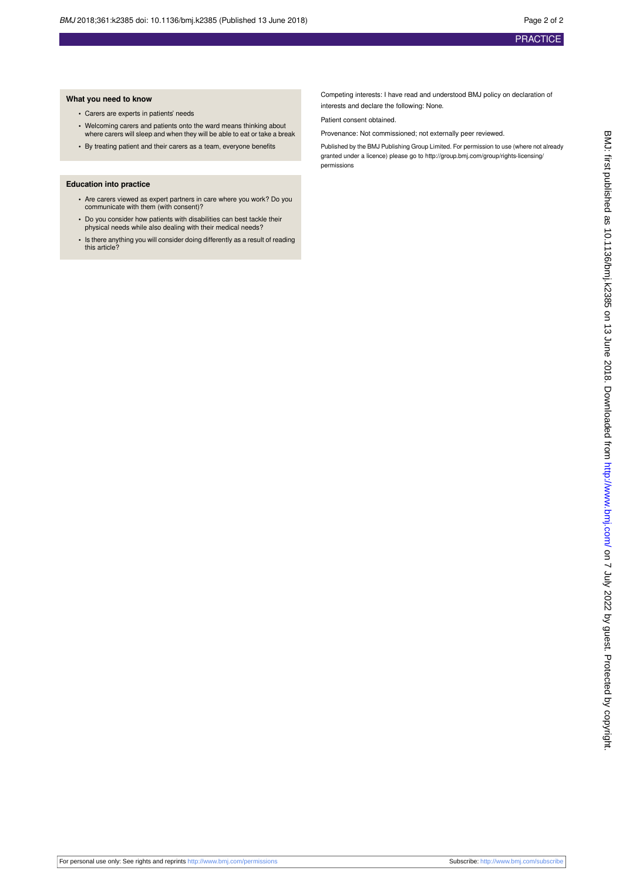### What you need to know

- Carers are experts in patients' needs
- Welcoming carers and patients onto the ward means thinking about where carers will sleep and when they will be able to eat or take a break
- By treating patient and their carers as a team, everyone benefits

### Education into practice

- Are carers viewed as expert partners in care where you work? Do you communicate with them (with consent)?
- Do you consider how patients with disabilities can best tackle their physical needs while also dealing with their medical needs?
- Is there anything you will consider doing differently as a result of reading this article?

Competing interests: I have read and understood BMJ policy on declaration of interests and declare the following: None.

Patient consent obtained.

Provenance: Not commissioned; not externally peer reviewed.

Published by the BMJ Publishing Group Limited. For permission to use (where not already granted under a licence) please go to http://group.bmj.com/group/rights-licensing/permissions